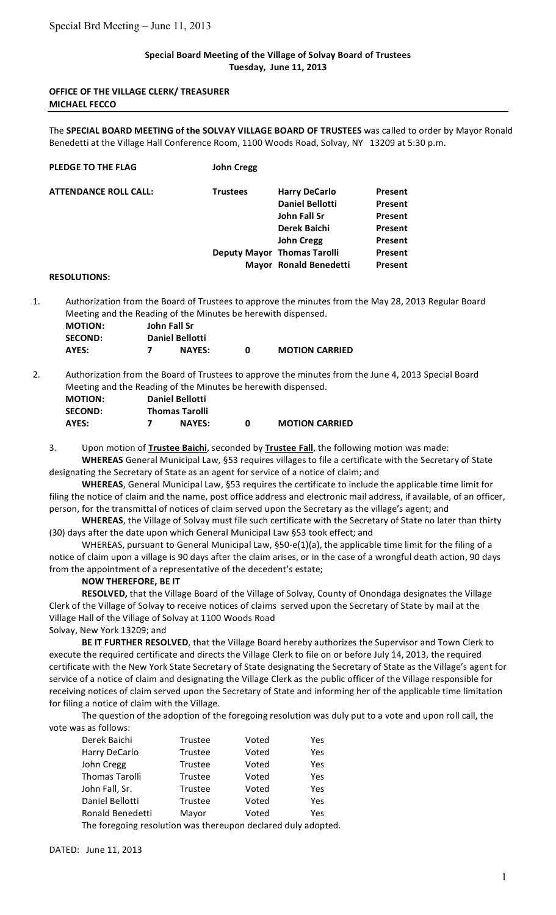**Special Board Meeting of the Village of Solvay Board of Trustees**
**Tuesday, June 11, 2013**

**OFFICE OF THE VILLAGE CLERK/ TREASURER**
**MICHAEL FECCO**

The **SPECIAL BOARD MEETING of the SOLVAY VILLAGE BOARD OF TRUSTEES** was called to order by Mayor Ronald Benedetti at the Village Hall Conference Room, 1100 Woods Road, Solvay, NY 13209 at 5:30 p.m.

**PLEDGE TO THE FLAG** **John Cregg**

| **ATTENDANCE ROLL CALL:** | **Trustees** | **Harry DeCarlo** | **Present** |
|---|---|---|---|
| | | **Daniel Bellotti** | **Present** |
| | | **John Fall Sr** | **Present** |
| | | **Derek Baichi** | **Present** |
| | | **John Cregg** | **Present** |
| | **Deputy Mayor** | **Thomas Tarolli** | **Present** |
| | **Mayor** | **Ronald Benedetti** | **Present** |

**RESOLUTIONS:**

1. Authorization from the Board of Trustees to approve the minutes from the May 28, 2013 Regular Board Meeting and the Reading of the Minutes be herewith dispensed.

   **MOTION:** John Fall Sr
   **SECOND:** Daniel Bellotti
   **AYES:** 7 **NAYES:** 0 **MOTION CARRIED**

2. Authorization from the Board of Trustees to approve the minutes from the June 4, 2013 Special Board Meeting and the Reading of the Minutes be herewith dispensed.

   **MOTION:** Daniel Bellotti
   **SECOND:** Thomas Tarolli
   **AYES:** 7 **NAYES:** 0 **MOTION CARRIED**

3. Upon motion of **Trustee Baichi**, seconded by **Trustee Fall**, the following motion was made:

**WHEREAS** General Municipal Law, §53 requires villages to file a certificate with the Secretary of State designating the Secretary of State as an agent for service of a notice of claim; and

**WHEREAS**, General Municipal Law, §53 requires the certificate to include the applicable time limit for filing the notice of claim and the name, post office address and electronic mail address, if available, of an officer, person, for the transmittal of notices of claim served upon the Secretary as the village's agent; and

**WHEREAS**, the Village of Solvay must file such certificate with the Secretary of State no later than thirty (30) days after the date upon which General Municipal Law §53 took effect; and

WHEREAS, pursuant to General Municipal Law, §50-e(1)(a), the applicable time limit for the filing of a notice of claim upon a village is 90 days after the claim arises, or in the case of a wrongful death action, 90 days from the appointment of a representative of the decedent's estate;

**NOW THEREFORE, BE IT**

**RESOLVED,** that the Village Board of the Village of Solvay, County of Onondaga designates the Village Clerk of the Village of Solvay to receive notices of claims served upon the Secretary of State by mail at the Village Hall of the Village of Solvay at 1100 Woods Road
Solvay, New York 13209; and

**BE IT FURTHER RESOLVED**, that the Village Board hereby authorizes the Supervisor and Town Clerk to execute the required certificate and directs the Village Clerk to file on or before July 14, 2013, the required certificate with the New York State Secretary of State designating the Secretary of State as the Village's agent for service of a notice of claim and designating the Village Clerk as the public officer of the Village responsible for receiving notices of claim served upon the Secretary of State and informing her of the applicable time limitation for filing a notice of claim with the Village.

The question of the adoption of the foregoing resolution was duly put to a vote and upon roll call, the vote was as follows:

| | | | |
|---|---|---|---|
| Derek Baichi | Trustee | Voted | Yes |
| Harry DeCarlo | Trustee | Voted | Yes |
| John Cregg | Trustee | Voted | Yes |
| Thomas Tarolli | Trustee | Voted | Yes |
| John Fall, Sr. | Trustee | Voted | Yes |
| Daniel Bellotti | Trustee | Voted | Yes |
| Ronald Benedetti | Mayor | Voted | Yes |

The foregoing resolution was thereupon declared duly adopted.

DATED: June 11, 2013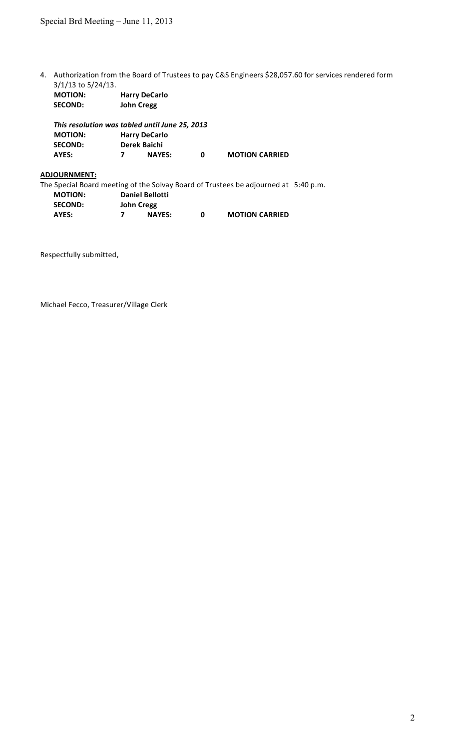4. Authorization from the Board of Trustees to pay C&S Engineers $28,057.60 for services rendered form 3/1/13 to 5/24/13.

| | |
|---|---|
| **MOTION:** | **Harry DeCarlo** |
| **SECOND:** | **John Cregg** |

***This resolution was tabled until June 25, 2013***

| | | | | |
|---|---|---|---|---|
| **MOTION:** | **Harry DeCarlo** | | | |
| **SECOND:** | **Derek Baichi** | | | |
| **AYES:** | **7** | **NAYES:** | **0** | **MOTION CARRIED** |

**ADJOURNMENT:**

The Special Board meeting of the Solvay Board of Trustees be adjourned at 5:40 p.m.

| | | | | |
|---|---|---|---|---|
| **MOTION:** | **Daniel Bellotti** | | | |
| **SECOND:** | **John Cregg** | | | |
| **AYES:** | **7** | **NAYES:** | **0** | **MOTION CARRIED** |

Respectfully submitted,

Michael Fecco, Treasurer/Village Clerk